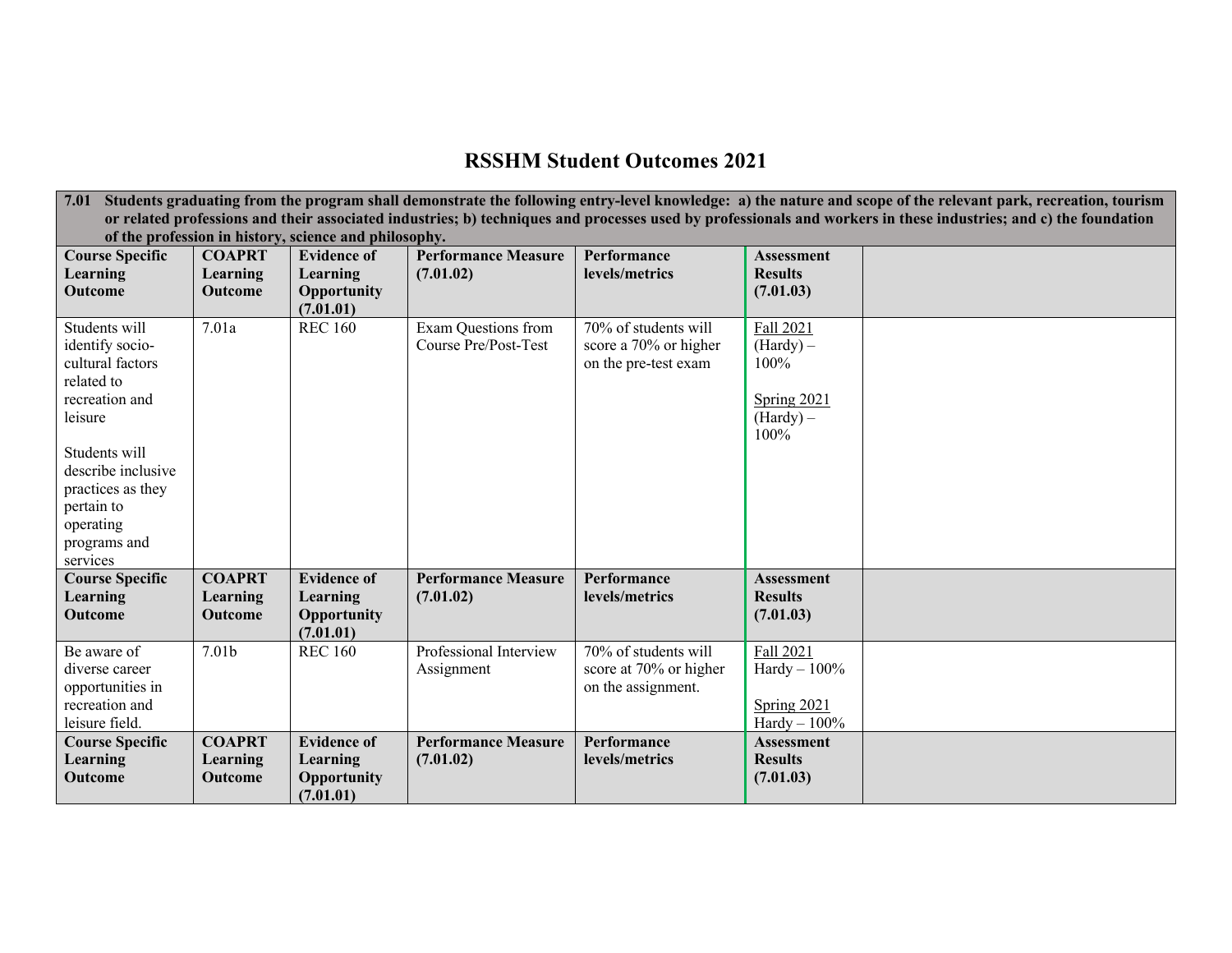# RSSHM Student Outcomes 2021

**7.01 Students graduating from the program shall demonstrate the following entry-level knowledge: a) the nature and scope of the relevant park, recreation, tourism or related professions and their associated industries; b) techniques and processes used by professionals and workers in these industries; and c) the foundation of the profession in history, science and philosophy.**

| Course Specific Learning Outcome | COAPRT Learning Outcome | Evidence of Learning Opportunity (7.01.01) | Performance Measure (7.01.02) | Performance levels/metrics | Assessment Results (7.01.03) | |
|---|---|---|---|---|---|---|
| Students will identify socio-cultural factors related to recreation and leisure<br><br>Students will describe inclusive practices as they pertain to operating programs and services | 7.01a | REC 160 | Exam Questions from Course Pre/Post-Test | 70% of students will score a 70% or higher on the pre-test exam | Fall 2021 (Hardy) – 100%<br><br>Spring 2021 (Hardy) – 100% | |
| **Course Specific Learning Outcome** | **COAPRT Learning Outcome** | **Evidence of Learning Opportunity (7.01.01)** | **Performance Measure (7.01.02)** | **Performance levels/metrics** | **Assessment Results (7.01.03)** | |
| Be aware of diverse career opportunities in recreation and leisure field. | 7.01b | REC 160 | Professional Interview Assignment | 70% of students will score at 70% or higher on the assignment. | Fall 2021 Hardy – 100%<br><br>Spring 2021 Hardy – 100% | |
| **Course Specific Learning Outcome** | **COAPRT Learning Outcome** | **Evidence of Learning Opportunity (7.01.01)** | **Performance Measure (7.01.02)** | **Performance levels/metrics** | **Assessment Results (7.01.03)** | |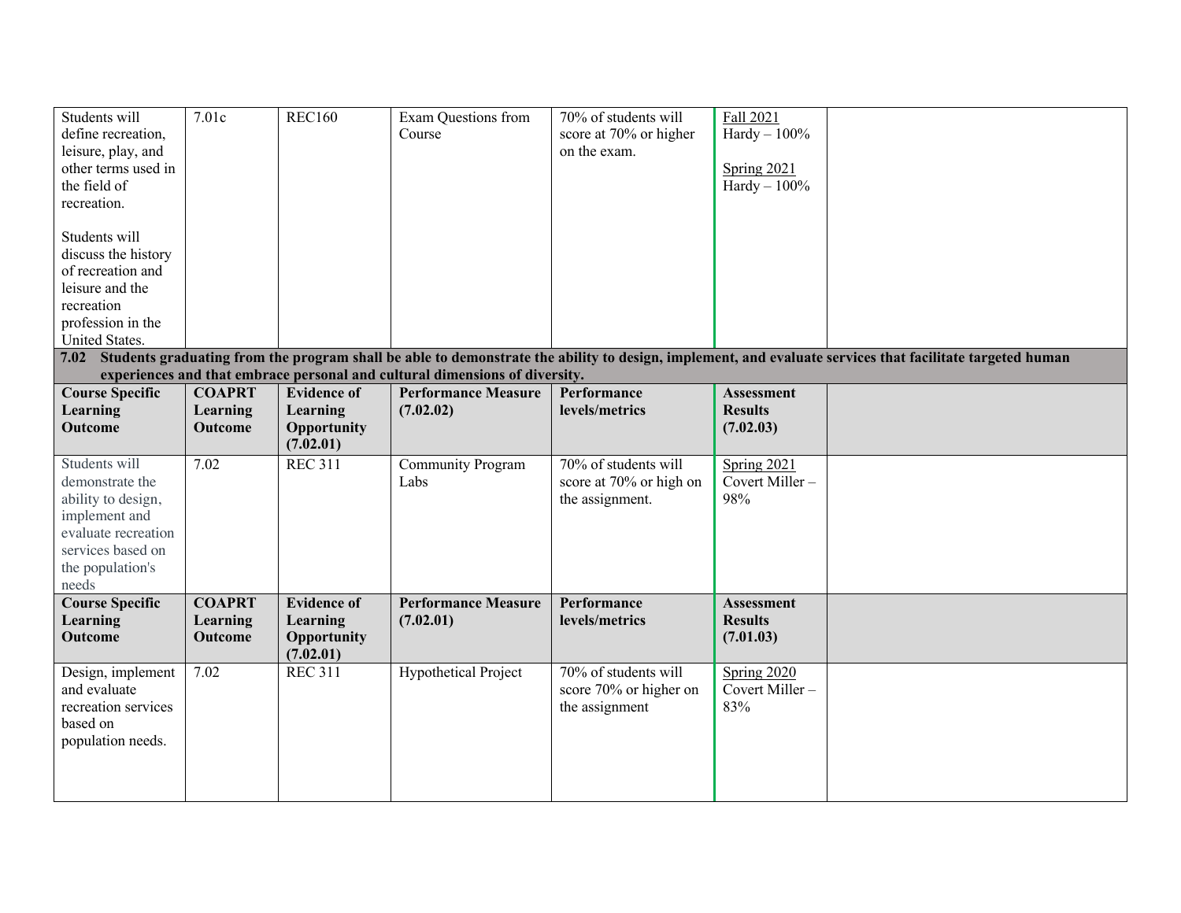| | | | | | | |
|---|---|---|---|---|---|---|
| Students will define recreation, leisure, play, and other terms used in the field of recreation.<br><br>Students will discuss the history of recreation and leisure and the recreation profession in the United States. | 7.01c | REC160 | Exam Questions from Course | 70% of students will score at 70% or higher on the exam. | Fall 2021<br>Hardy – 100%<br><br>Spring 2021<br>Hardy – 100% | |
| **7.02 Students graduating from the program shall be able to demonstrate the ability to design, implement, and evaluate services that facilitate targeted human experiences and that embrace personal and cultural dimensions of diversity.** | | | | | | |
| **Course Specific Learning Outcome** | **COAPRT Learning Outcome** | **Evidence of Learning Opportunity (7.02.01)** | **Performance Measure (7.02.02)** | **Performance levels/metrics** | **Assessment Results (7.02.03)** | |
| Students will demonstrate the ability to design, implement and evaluate recreation services based on the population's needs | 7.02 | REC 311 | Community Program Labs | 70% of students will score at 70% or high on the assignment. | Spring 2021<br>Covert Miller – 98% | |
| **Course Specific Learning Outcome** | **COAPRT Learning Outcome** | **Evidence of Learning Opportunity (7.02.01)** | **Performance Measure (7.02.01)** | **Performance levels/metrics** | **Assessment Results (7.01.03)** | |
| Design, implement and evaluate recreation services based on population needs. | 7.02 | REC 311 | Hypothetical Project | 70% of students will score 70% or higher on the assignment | Spring 2020<br>Covert Miller – 83% | |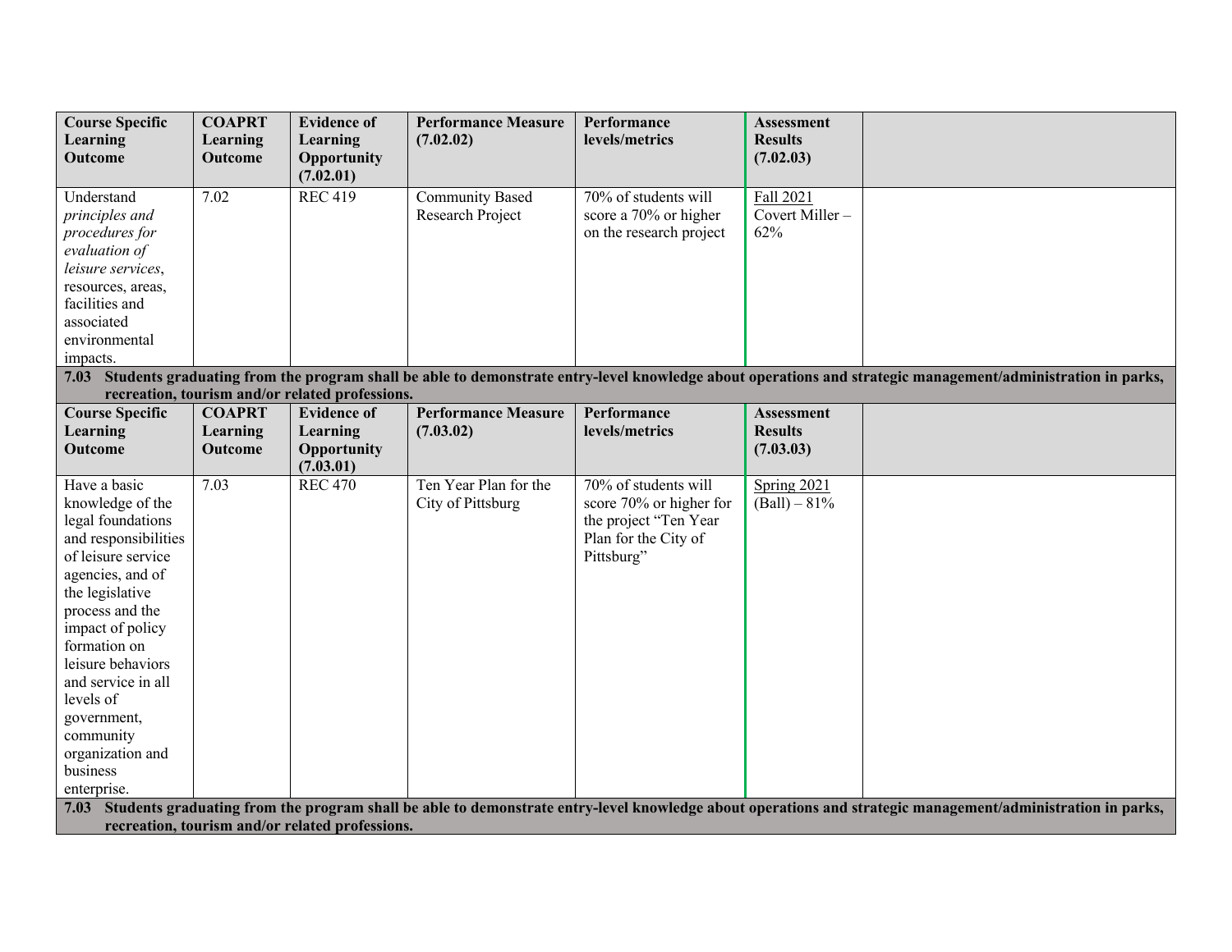| Course Specific Learning Outcome | COAPRT Learning Outcome | Evidence of Learning Opportunity (7.02.01) | Performance Measure (7.02.02) | Performance levels/metrics | Assessment Results (7.02.03) | |
|---|---|---|---|---|---|---|
| Understand *principles and procedures for evaluation of leisure services*, resources, areas, facilities and associated environmental impacts. | 7.02 | REC 419 | Community Based Research Project | 70% of students will score a 70% or higher on the research project | Fall 2021 Covert Miller – 62% | |

**7.03 Students graduating from the program shall be able to demonstrate entry-level knowledge about operations and strategic management/administration in parks, recreation, tourism and/or related professions.**

| Course Specific Learning Outcome | COAPRT Learning Outcome | Evidence of Learning Opportunity (7.03.01) | Performance Measure (7.03.02) | Performance levels/metrics | Assessment Results (7.03.03) | |
|---|---|---|---|---|---|---|
| Have a basic knowledge of the legal foundations and responsibilities of leisure service agencies, and of the legislative process and the impact of policy formation on leisure behaviors and service in all levels of government, community organization and business enterprise. | 7.03 | REC 470 | Ten Year Plan for the City of Pittsburg | 70% of students will score 70% or higher for the project "Ten Year Plan for the City of Pittsburg" | Spring 2021 (Ball) – 81% | |

**7.03 Students graduating from the program shall be able to demonstrate entry-level knowledge about operations and strategic management/administration in parks, recreation, tourism and/or related professions.**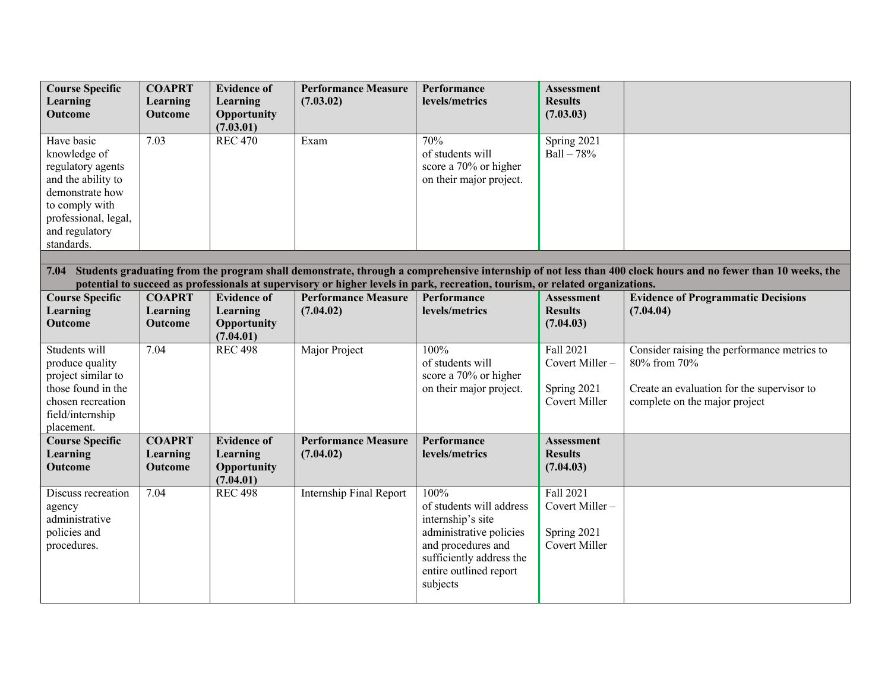| Course Specific Learning Outcome | COAPRT Learning Outcome | Evidence of Learning Opportunity (7.03.01) | Performance Measure (7.03.02) | Performance levels/metrics | Assessment Results (7.03.03) | |
|---|---|---|---|---|---|---|
| Have basic knowledge of regulatory agents and the ability to demonstrate how to comply with professional, legal, and regulatory standards. | 7.03 | REC 470 | Exam | 70% of students will score a 70% or higher on their major project. | Spring 2021 Ball – 78% | |

**7.04 Students graduating from the program shall demonstrate, through a comprehensive internship of not less than 400 clock hours and no fewer than 10 weeks, the potential to succeed as professionals at supervisory or higher levels in park, recreation, tourism, or related organizations.**

| Course Specific Learning Outcome | COAPRT Learning Outcome | Evidence of Learning Opportunity (7.04.01) | Performance Measure (7.04.02) | Performance levels/metrics | Assessment Results (7.04.03) | Evidence of Programmatic Decisions (7.04.04) |
|---|---|---|---|---|---|---|
| Students will produce quality project similar to those found in the chosen recreation field/internship placement. | 7.04 | REC 498 | Major Project | 100% of students will score a 70% or higher on their major project. | Fall 2021 Covert Miller – <br><br> Spring 2021 Covert Miller | Consider raising the performance metrics to 80% from 70% <br><br> Create an evaluation for the supervisor to complete on the major project |
| **Course Specific Learning Outcome** | **COAPRT Learning Outcome** | **Evidence of Learning Opportunity (7.04.01)** | **Performance Measure (7.04.02)** | **Performance levels/metrics** | **Assessment Results (7.04.03)** | |
| Discuss recreation agency administrative policies and procedures. | 7.04 | REC 498 | Internship Final Report | 100% of students will address internship's site administrative policies and procedures and sufficiently address the entire outlined report subjects | Fall 2021 Covert Miller – <br><br> Spring 2021 Covert Miller | |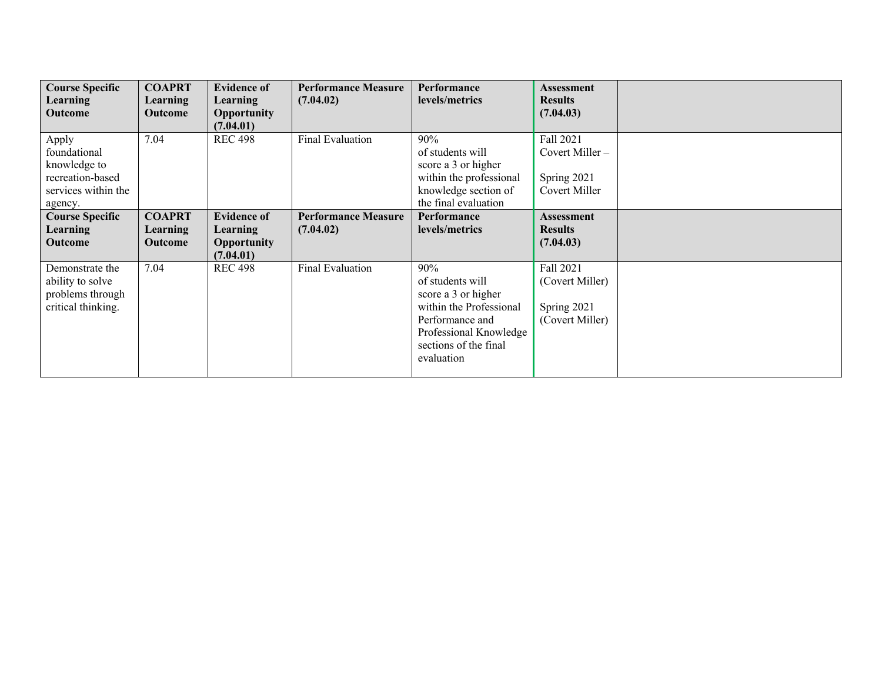| Course Specific Learning Outcome | COAPRT Learning Outcome | Evidence of Learning Opportunity (7.04.01) | Performance Measure (7.04.02) | Performance levels/metrics | Assessment Results (7.04.03) | |
|---|---|---|---|---|---|---|
| Apply foundational knowledge to recreation-based services within the agency. | 7.04 | REC 498 | Final Evaluation | 90% of students will score a 3 or higher within the professional knowledge section of the final evaluation | Fall 2021 Covert Miller – <br><br> Spring 2021 Covert Miller | |
| **Course Specific Learning Outcome** | **COAPRT Learning Outcome** | **Evidence of Learning Opportunity (7.04.01)** | **Performance Measure (7.04.02)** | **Performance levels/metrics** | **Assessment Results (7.04.03)** | |
| Demonstrate the ability to solve problems through critical thinking. | 7.04 | REC 498 | Final Evaluation | 90% of students will score a 3 or higher within the Professional Performance and Professional Knowledge sections of the final evaluation | Fall 2021 (Covert Miller) <br><br> Spring 2021 (Covert Miller) | |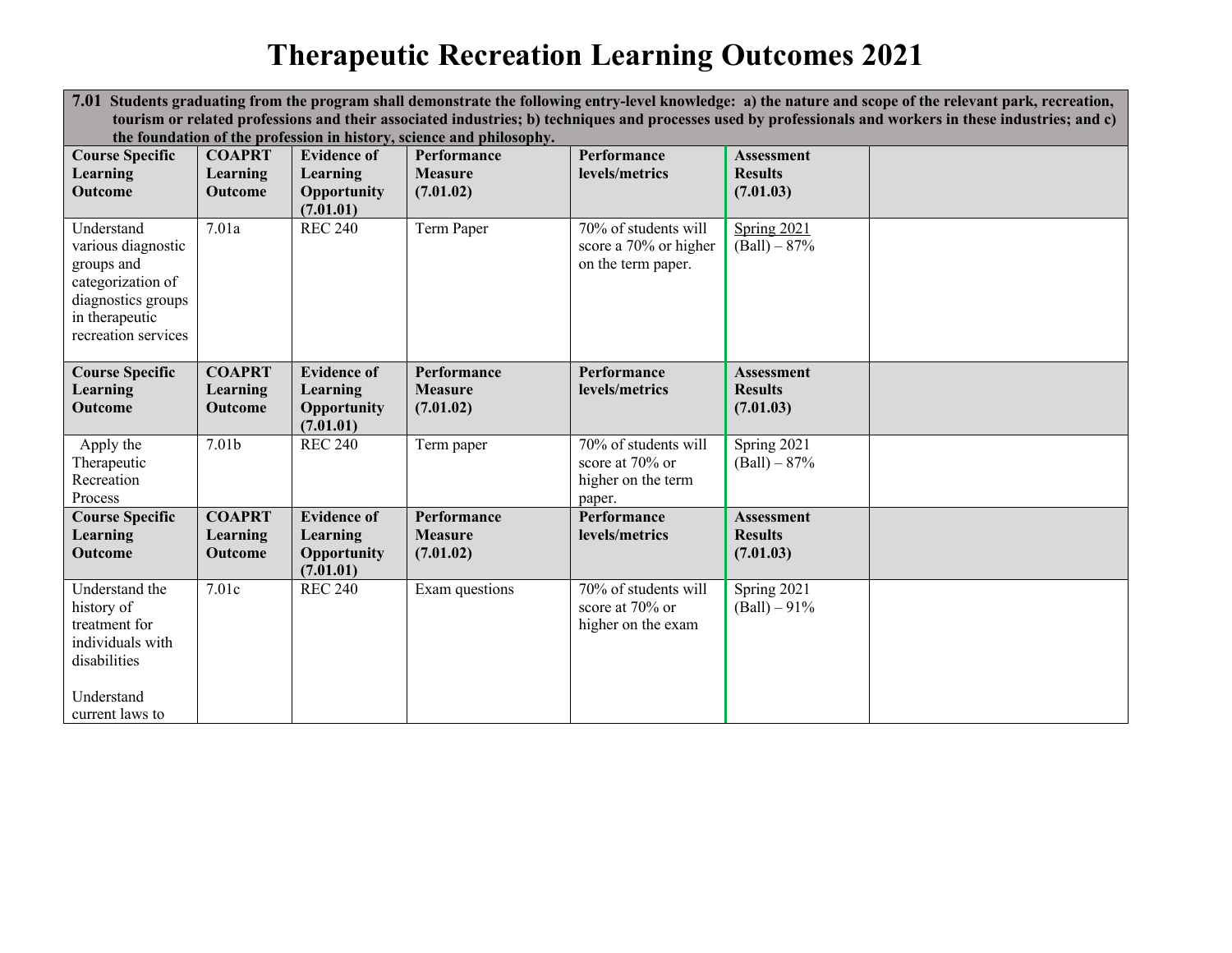# Therapeutic Recreation Learning Outcomes 2021

| **7.01 Students graduating from the program shall demonstrate the following entry-level knowledge: a) the nature and scope of the relevant park, recreation, tourism or related professions and their associated industries; b) techniques and processes used by professionals and workers in these industries; and c) the foundation of the profession in history, science and philosophy.** | | | | | | |
|---|---|---|---|---|---|---|
| **Course Specific Learning Outcome** | **COAPRT Learning Outcome** | **Evidence of Learning Opportunity (7.01.01)** | **Performance Measure (7.01.02)** | **Performance levels/metrics** | **Assessment Results (7.01.03)** | |
| Understand various diagnostic groups and categorization of diagnostics groups in therapeutic recreation services | 7.01a | REC 240 | Term Paper | 70% of students will score a 70% or higher on the term paper. | Spring 2021 (Ball) – 87% | |
| **Course Specific Learning Outcome** | **COAPRT Learning Outcome** | **Evidence of Learning Opportunity (7.01.01)** | **Performance Measure (7.01.02)** | **Performance levels/metrics** | **Assessment Results (7.01.03)** | |
| Apply the Therapeutic Recreation Process | 7.01b | REC 240 | Term paper | 70% of students will score at 70% or higher on the term paper. | Spring 2021 (Ball) – 87% | |
| **Course Specific Learning Outcome** | **COAPRT Learning Outcome** | **Evidence of Learning Opportunity (7.01.01)** | **Performance Measure (7.01.02)** | **Performance levels/metrics** | **Assessment Results (7.01.03)** | |
| Understand the history of treatment for individuals with disabilities<br><br>Understand current laws to | 7.01c | REC 240 | Exam questions | 70% of students will score at 70% or higher on the exam | Spring 2021 (Ball) – 91% | |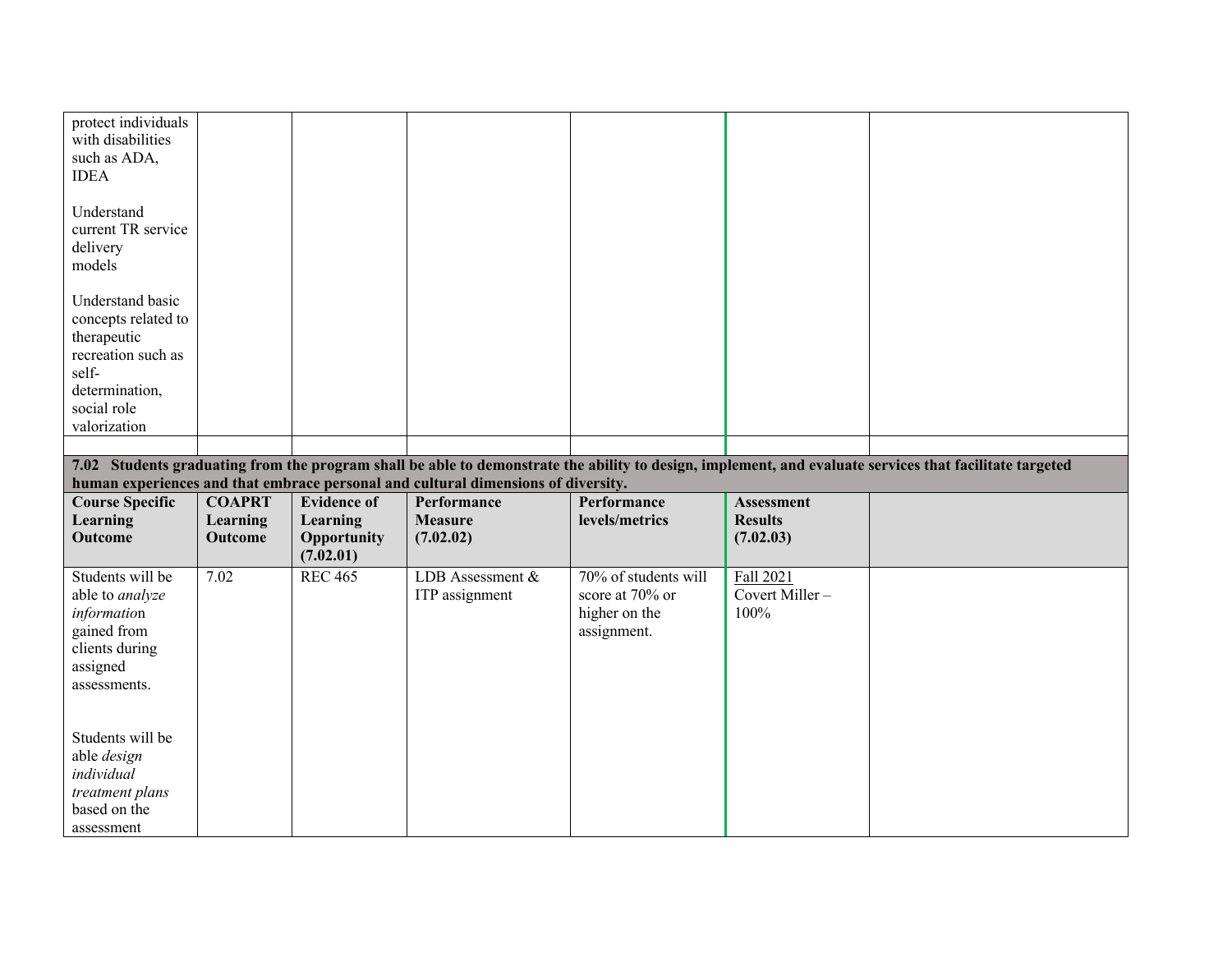| protect individuals with disabilities such as ADA, IDEA<br><br>Understand current TR service delivery models<br><br>Understand basic concepts related to therapeutic recreation such as self-determination, social role valorization | | | | | | |
|---|---|---|---|---|---|---|
| | | | | | | |

**7.02 Students graduating from the program shall be able to demonstrate the ability to design, implement, and evaluate services that facilitate targeted human experiences and that embrace personal and cultural dimensions of diversity.**

| **Course Specific Learning Outcome** | **COAPRT Learning Outcome** | **Evidence of Learning Opportunity (7.02.01)** | **Performance Measure (7.02.02)** | **Performance levels/metrics** | **Assessment Results (7.02.03)** | |
|---|---|---|---|---|---|---|
| Students will be able to *analyze information* gained from clients during assigned assessments.<br><br>Students will be able *design individual treatment plans* based on the assessment | 7.02 | REC 465 | LDB Assessment & ITP assignment | 70% of students will score at 70% or higher on the assignment. | Fall 2021<br>Covert Miller – 100% | |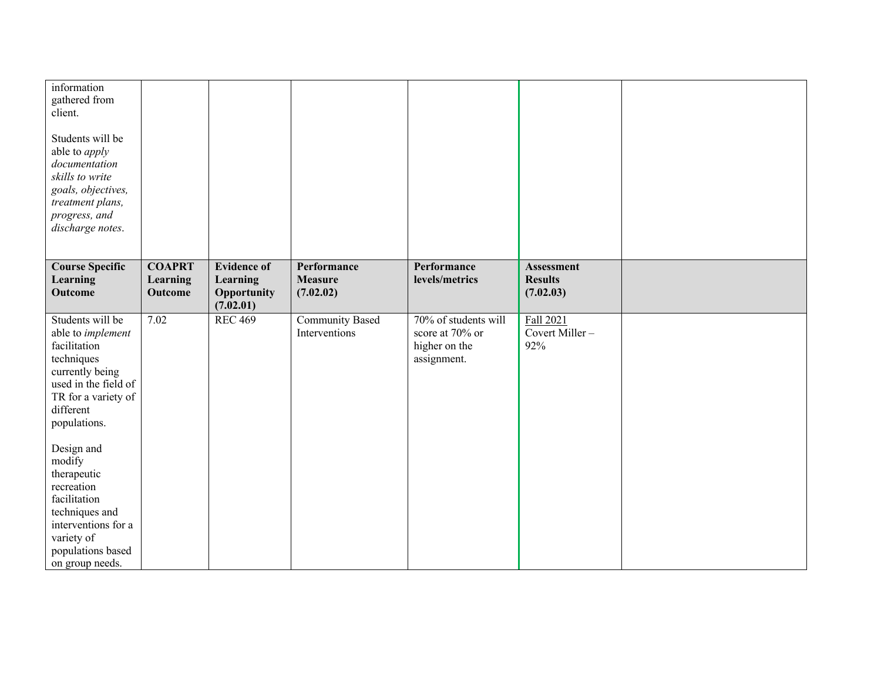| | | | | | | |
|---|---|---|---|---|---|---|
| information gathered from client.<br><br>Students will be able to *apply documentation skills to write goals, objectives, treatment plans, progress, and discharge notes*. | | | | | | |
| **Course Specific Learning Outcome** | **COAPRT Learning Outcome** | **Evidence of Learning Opportunity (7.02.01)** | **Performance Measure (7.02.02)** | **Performance levels/metrics** | **Assessment Results (7.02.03)** | |
| Students will be able to *implement* facilitation techniques currently being used in the field of TR for a variety of different populations.<br><br>Design and modify therapeutic recreation facilitation techniques and interventions for a variety of populations based on group needs. | 7.02 | REC 469 | Community Based Interventions | 70% of students will score at 70% or higher on the assignment. | Fall 2021<br>Covert Miller – 92% | |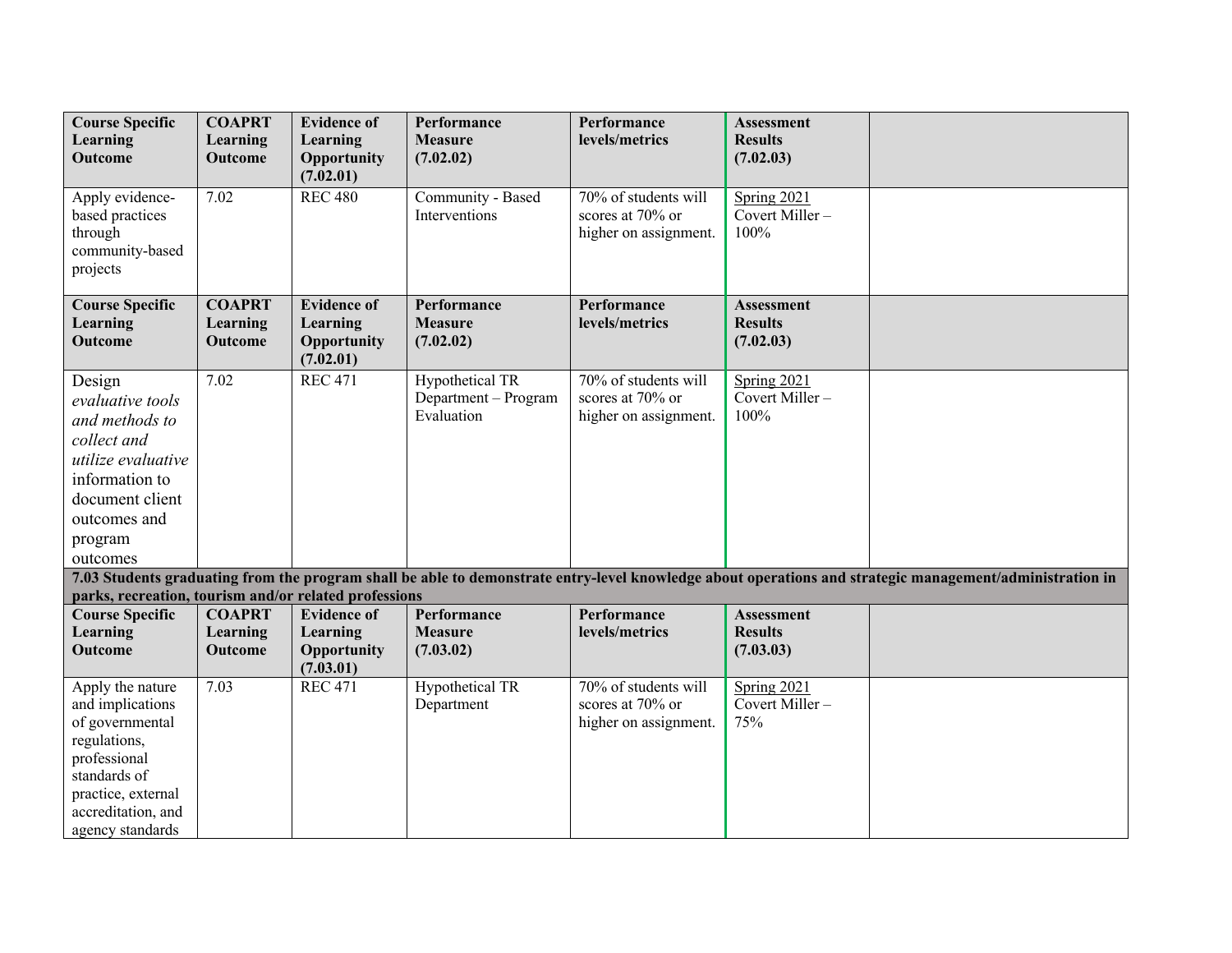| Course Specific Learning Outcome | COAPRT Learning Outcome | Evidence of Learning Opportunity (7.02.01) | Performance Measure (7.02.02) | Performance levels/metrics | Assessment Results (7.02.03) | |
|---|---|---|---|---|---|---|
| Apply evidence-based practices through community-based projects | 7.02 | REC 480 | Community - Based Interventions | 70% of students will scores at 70% or higher on assignment. | Spring 2021 Covert Miller – 100% | |
| **Course Specific Learning Outcome** | **COAPRT Learning Outcome** | **Evidence of Learning Opportunity (7.02.01)** | **Performance Measure (7.02.02)** | **Performance levels/metrics** | **Assessment Results (7.02.03)** | |
| Design *evaluative tools and methods to collect and utilize evaluative* information to document client outcomes and program outcomes | 7.02 | REC 471 | Hypothetical TR Department – Program Evaluation | 70% of students will scores at 70% or higher on assignment. | Spring 2021 Covert Miller – 100% | |
| **7.03 Students graduating from the program shall be able to demonstrate entry-level knowledge about operations and strategic management/administration in parks, recreation, tourism and/or related professions** | | | | | | |
| **Course Specific Learning Outcome** | **COAPRT Learning Outcome** | **Evidence of Learning Opportunity (7.03.01)** | **Performance Measure (7.03.02)** | **Performance levels/metrics** | **Assessment Results (7.03.03)** | |
| Apply the nature and implications of governmental regulations, professional standards of practice, external accreditation, and agency standards | 7.03 | REC 471 | Hypothetical TR Department | 70% of students will scores at 70% or higher on assignment. | Spring 2021 Covert Miller – 75% | |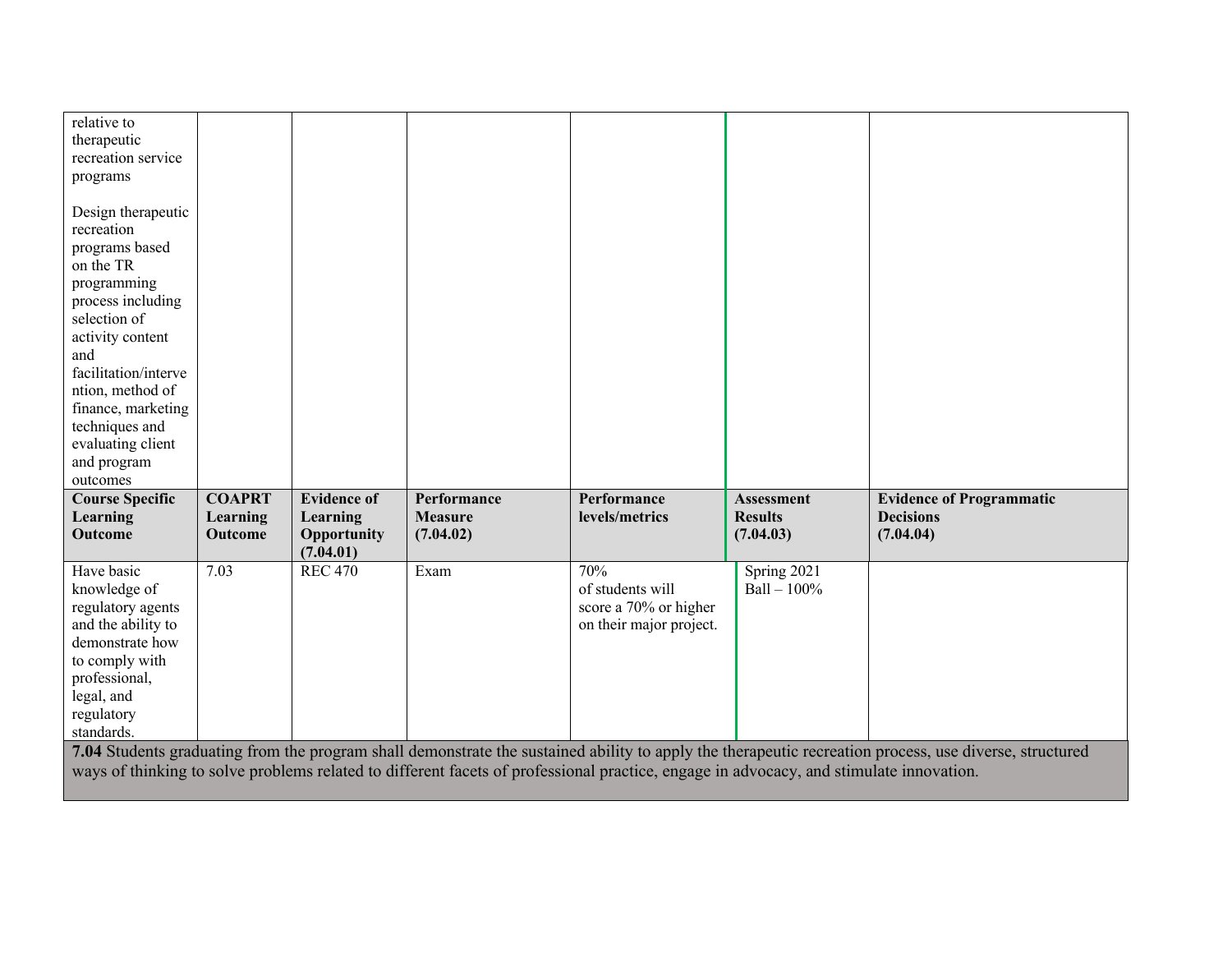| relative to therapeutic recreation service programs<br><br>Design therapeutic recreation programs based on the TR programming process including selection of activity content and facilitation/intervention, method of finance, marketing techniques and evaluating client and program outcomes | | | | | | |
|---|---|---|---|---|---|---|
| **Course Specific Learning Outcome** | **COAPRT Learning Outcome** | **Evidence of Learning Opportunity (7.04.01)** | **Performance Measure (7.04.02)** | **Performance levels/metrics** | **Assessment Results (7.04.03)** | **Evidence of Programmatic Decisions (7.04.04)** |
| Have basic knowledge of regulatory agents and the ability to demonstrate how to comply with professional, legal, and regulatory standards. | 7.03 | REC 470 | Exam | 70% of students will score a 70% or higher on their major project. | Spring 2021 Ball – 100% | |

**7.04** Students graduating from the program shall demonstrate the sustained ability to apply the therapeutic recreation process, use diverse, structured ways of thinking to solve problems related to different facets of professional practice, engage in advocacy, and stimulate innovation.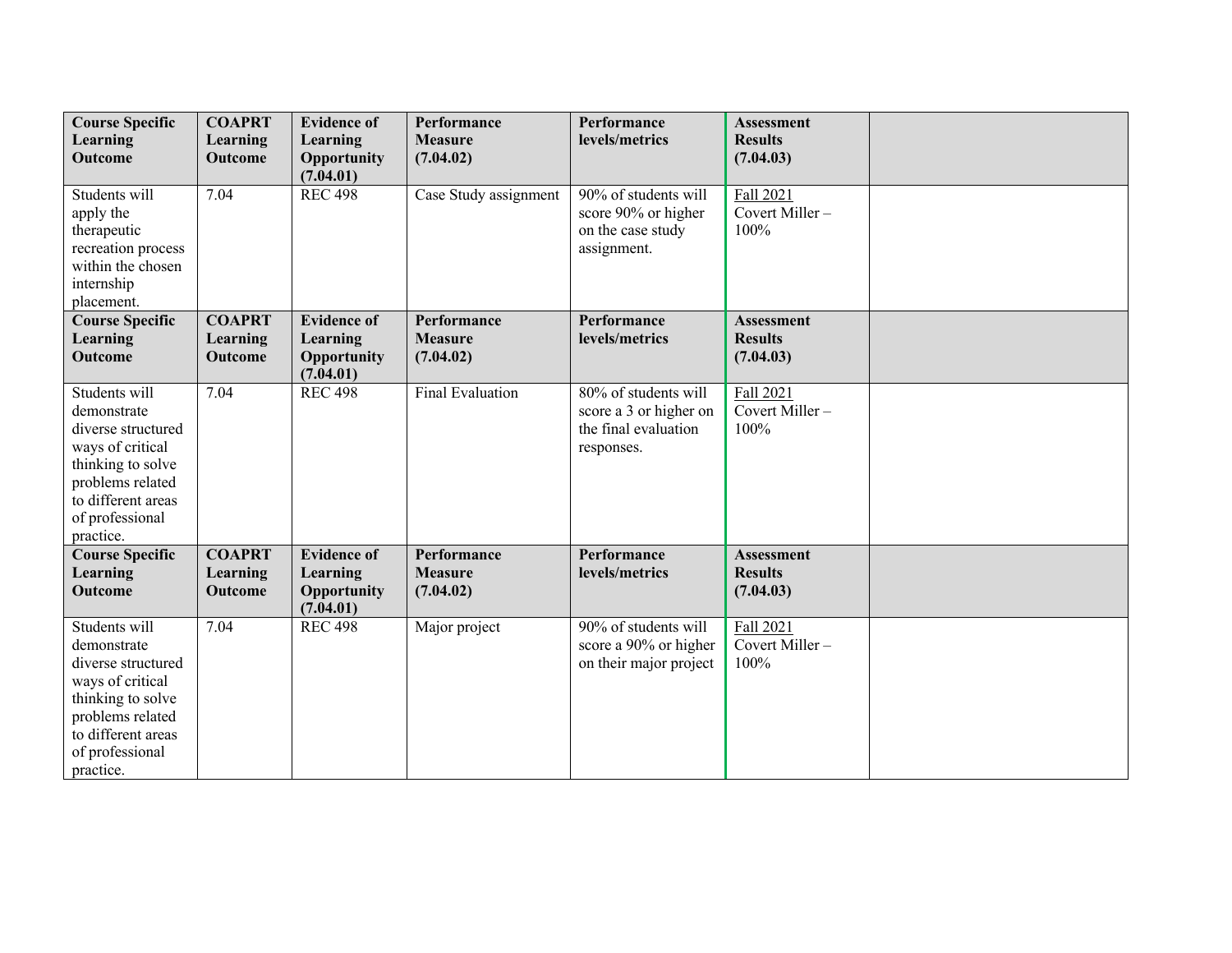| Course Specific Learning Outcome | COAPRT Learning Outcome | Evidence of Learning Opportunity (7.04.01) | Performance Measure (7.04.02) | Performance levels/metrics | Assessment Results (7.04.03) | |
|---|---|---|---|---|---|---|
| Students will apply the therapeutic recreation process within the chosen internship placement. | 7.04 | REC 498 | Case Study assignment | 90% of students will score 90% or higher on the case study assignment. | Fall 2021 Covert Miller – 100% | |
| **Course Specific Learning Outcome** | **COAPRT Learning Outcome** | **Evidence of Learning Opportunity (7.04.01)** | **Performance Measure (7.04.02)** | **Performance levels/metrics** | **Assessment Results (7.04.03)** | |
| Students will demonstrate diverse structured ways of critical thinking to solve problems related to different areas of professional practice. | 7.04 | REC 498 | Final Evaluation | 80% of students will score a 3 or higher on the final evaluation responses. | Fall 2021 Covert Miller – 100% | |
| **Course Specific Learning Outcome** | **COAPRT Learning Outcome** | **Evidence of Learning Opportunity (7.04.01)** | **Performance Measure (7.04.02)** | **Performance levels/metrics** | **Assessment Results (7.04.03)** | |
| Students will demonstrate diverse structured ways of critical thinking to solve problems related to different areas of professional practice. | 7.04 | REC 498 | Major project | 90% of students will score a 90% or higher on their major project | Fall 2021 Covert Miller – 100% | |